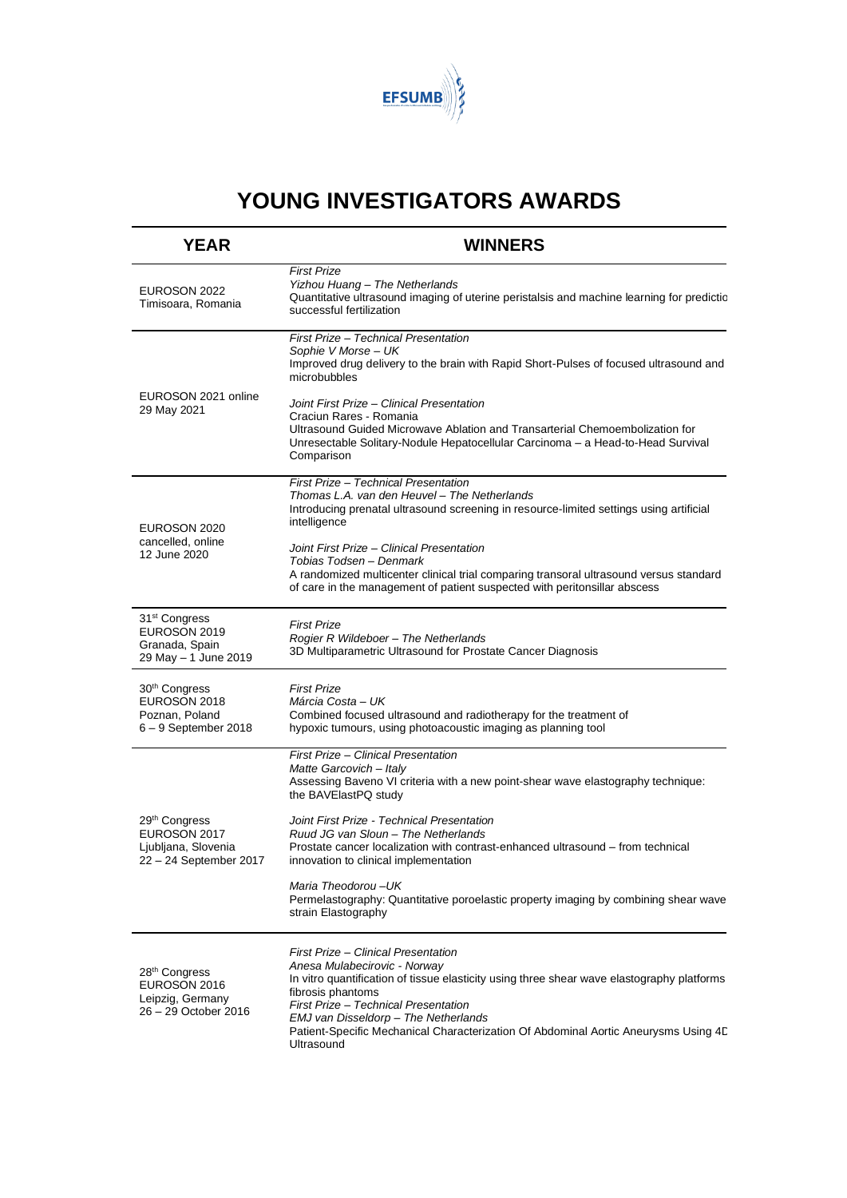EFSUMB

# YOUNG INVESTIGATORS AWARDS

| YEAR | WINNERS |
|---|---|
| EUROSON 2022<br>Timisoara, Romania | *First Prize*<br>*Yizhou Huang – The Netherlands*<br>Quantitative ultrasound imaging of uterine peristalsis and machine learning for predictio successful fertilization |
| EUROSON 2021 online<br>29 May 2021 | *First Prize – Technical Presentation*<br>*Sophie V Morse – UK*<br>Improved drug delivery to the brain with Rapid Short-Pulses of focused ultrasound and microbubbles<br><br>*Joint First Prize – Clinical Presentation*<br>Craciun Rares - Romania<br>Ultrasound Guided Microwave Ablation and Transarterial Chemoembolization for Unresectable Solitary-Nodule Hepatocellular Carcinoma – a Head-to-Head Survival Comparison |
| EUROSON 2020<br>cancelled, online<br>12 June 2020 | *First Prize – Technical Presentation*<br>*Thomas L.A. van den Heuvel – The Netherlands*<br>Introducing prenatal ultrasound screening in resource-limited settings using artificial intelligence<br><br>*Joint First Prize – Clinical Presentation*<br>*Tobias Todsen – Denmark*<br>A randomized multicenter clinical trial comparing transoral ultrasound versus standard of care in the management of patient suspected with peritonsillar abscess |
| 31st Congress<br>EUROSON 2019<br>Granada, Spain<br>29 May – 1 June 2019 | *First Prize*<br>*Rogier R Wildeboer – The Netherlands*<br>3D Multiparametric Ultrasound for Prostate Cancer Diagnosis |
| 30th Congress<br>EUROSON 2018<br>Poznan, Poland<br>6 – 9 September 2018 | *First Prize*<br>*Márcia Costa – UK*<br>Combined focused ultrasound and radiotherapy for the treatment of hypoxic tumours, using photoacoustic imaging as planning tool |
| 29th Congress<br>EUROSON 2017<br>Ljubljana, Slovenia<br>22 – 24 September 2017 | *First Prize – Clinical Presentation*<br>*Matte Garcovich – Italy*<br>Assessing Baveno VI criteria with a new point-shear wave elastography technique: the BAVElastPQ study<br><br>*Joint First Prize - Technical Presentation*<br>*Ruud JG van Sloun – The Netherlands*<br>Prostate cancer localization with contrast-enhanced ultrasound – from technical innovation to clinical implementation<br><br>*Maria Theodorou –UK*<br>Permelastography: Quantitative poroelastic property imaging by combining shear wave strain Elastography |
| 28th Congress<br>EUROSON 2016<br>Leipzig, Germany<br>26 – 29 October 2016 | *First Prize – Clinical Presentation*<br>*Anesa Mulabecirovic - Norway*<br>In vitro quantification of tissue elasticity using three shear wave elastography platforms fibrosis phantoms<br>*First Prize – Technical Presentation*<br>*EMJ van Disseldorp – The Netherlands*<br>Patient-Specific Mechanical Characterization Of Abdominal Aortic Aneurysms Using 4D Ultrasound |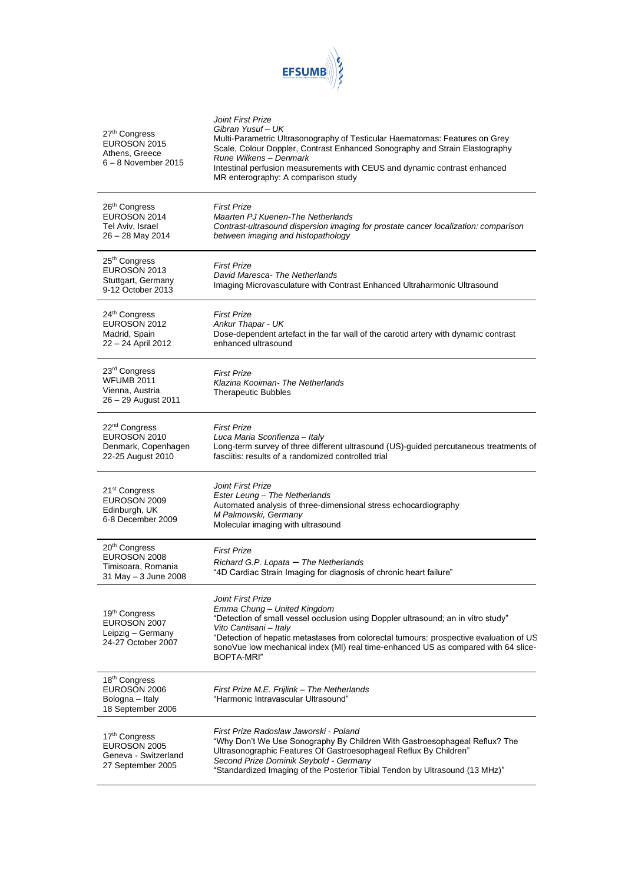| | |
|---|---|
| 27th Congress<br>EUROSON 2015<br>Athens, Greece<br>6 – 8 November 2015 | *Joint First Prize*<br>*Gibran Yusuf – UK*<br>Multi-Parametric Ultrasonography of Testicular Haematomas: Features on Grey Scale, Colour Doppler, Contrast Enhanced Sonography and Strain Elastography<br>*Rune Wilkens – Denmark*<br>Intestinal perfusion measurements with CEUS and dynamic contrast enhanced MR enterography: A comparison study |
| 26th Congress<br>EUROSON 2014<br>Tel Aviv, Israel<br>26 – 28 May 2014 | *First Prize*<br>*Maarten PJ Kuenen-The Netherlands*<br>*Contrast-ultrasound dispersion imaging for prostate cancer localization: comparison between imaging and histopathology* |
| 25th Congress<br>EUROSON 2013<br>Stuttgart, Germany<br>9-12 October 2013 | *First Prize*<br>*David Maresca- The Netherlands*<br>Imaging Microvasculature with Contrast Enhanced Ultraharmonic Ultrasound |
| 24th Congress<br>EUROSON 2012<br>Madrid, Spain<br>22 – 24 April 2012 | *First Prize*<br>*Ankur Thapar - UK*<br>Dose-dependent artefact in the far wall of the carotid artery with dynamic contrast enhanced ultrasound |
| 23rd Congress<br>WFUMB 2011<br>Vienna, Austria<br>26 – 29 August 2011 | *First Prize*<br>*Klazina Kooiman- The Netherlands*<br>Therapeutic Bubbles |
| 22nd Congress<br>EUROSON 2010<br>Denmark, Copenhagen<br>22-25 August 2010 | *First Prize*<br>*Luca Maria Sconfienza – Italy*<br>Long-term survey of three different ultrasound (US)-guided percutaneous treatments of fasciitis: results of a randomized controlled trial |
| 21st Congress<br>EUROSON 2009<br>Edinburgh, UK<br>6-8 December 2009 | *Joint First Prize*<br>*Ester Leung – The Netherlands*<br>Automated analysis of three-dimensional stress echocardiography<br>*M Palmowski, Germany*<br>Molecular imaging with ultrasound |
| 20th Congress<br>EUROSON 2008<br>Timisoara, Romania<br>31 May – 3 June 2008 | *First Prize*<br>*Richard G.P. Lopata – The Netherlands*<br>"4D Cardiac Strain Imaging for diagnosis of chronic heart failure" |
| 19th Congress<br>EUROSON 2007<br>Leipzig – Germany<br>24-27 October 2007 | *Joint First Prize*<br>*Emma Chung – United Kingdom*<br>"Detection of small vessel occlusion using Doppler ultrasound; an in vitro study"<br>*Vito Cantisani – Italy*<br>"Detection of hepatic metastases from colorectal tumours: prospective evaluation of US sonoVue low mechanical index (MI) real time-enhanced US as compared with 64 slice-BOPTA-MRI" |
| 18th Congress<br>EUROSON 2006<br>Bologna – Italy<br>18 September 2006 | *First Prize M.E. Frijlink – The Netherlands*<br>"Harmonic Intravascular Ultrasound" |
| 17th Congress<br>EUROSON 2005<br>Geneva - Switzerland<br>27 September 2005 | *First Prize Radoslaw Jaworski - Poland*<br>"Why Don't We Use Sonography By Children With Gastroesophageal Reflux? The Ultrasonographic Features Of Gastroesophageal Reflux By Children"<br>*Second Prize Dominik Seybold - Germany*<br>"Standardized Imaging of the Posterior Tibial Tendon by Ultrasound (13 MHz)" |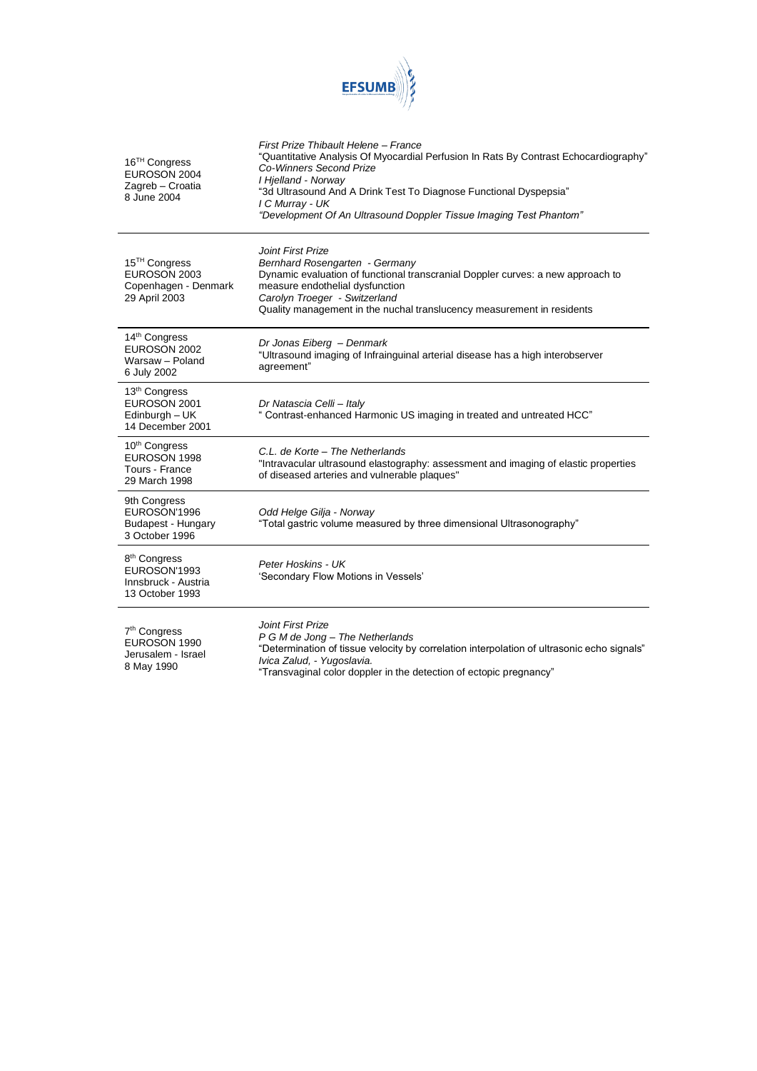| | |
|---|---|
| 16[TH] Congress<br>EUROSON 2004<br>Zagreb – Croatia<br>8 June 2004 | *First Prize Thibault Helene – France*<br>"Quantitative Analysis Of Myocardial Perfusion In Rats By Contrast Echocardiography"<br>*Co-Winners Second Prize*<br>*I Hjelland - Norway*<br>"3d Ultrasound And A Drink Test To Diagnose Functional Dyspepsia"<br>*I C Murray - UK*<br>*"Development Of An Ultrasound Doppler Tissue Imaging Test Phantom"* |
| 15[TH] Congress<br>EUROSON 2003<br>Copenhagen - Denmark<br>29 April 2003 | *Joint First Prize*<br>*Bernhard Rosengarten - Germany*<br>Dynamic evaluation of functional transcranial Doppler curves: a new approach to measure endothelial dysfunction<br>*Carolyn Troeger - Switzerland*<br>Quality management in the nuchal translucency measurement in residents |
| 14[th] Congress<br>EUROSON 2002<br>Warsaw – Poland<br>6 July 2002 | *Dr Jonas Eiberg – Denmark*<br>"Ultrasound imaging of Infrainguinal arterial disease has a high interobserver agreement" |
| 13[th] Congress<br>EUROSON 2001<br>Edinburgh – UK<br>14 December 2001 | *Dr Natascia Celli – Italy*<br>" Contrast-enhanced Harmonic US imaging in treated and untreated HCC" |
| 10[th] Congress<br>EUROSON 1998<br>Tours - France<br>29 March 1998 | *C.L. de Korte – The Netherlands*<br>"Intravacular ultrasound elastography: assessment and imaging of elastic properties of diseased arteries and vulnerable plaques" |
| 9th Congress<br>EUROSON'1996<br>Budapest - Hungary<br>3 October 1996 | *Odd Helge Gilja - Norway*<br>"Total gastric volume measured by three dimensional Ultrasonography" |
| 8[th] Congress<br>EUROSON'1993<br>Innsbruck - Austria<br>13 October 1993 | *Peter Hoskins - UK*<br>'Secondary Flow Motions in Vessels' |
| 7[th] Congress<br>EUROSON 1990<br>Jerusalem - Israel<br>8 May 1990 | *Joint First Prize*<br>*P G M de Jong – The Netherlands*<br>"Determination of tissue velocity by correlation interpolation of ultrasonic echo signals"<br>*Ivica Zalud, - Yugoslavia.*<br>"Transvaginal color doppler in the detection of ectopic pregnancy" |